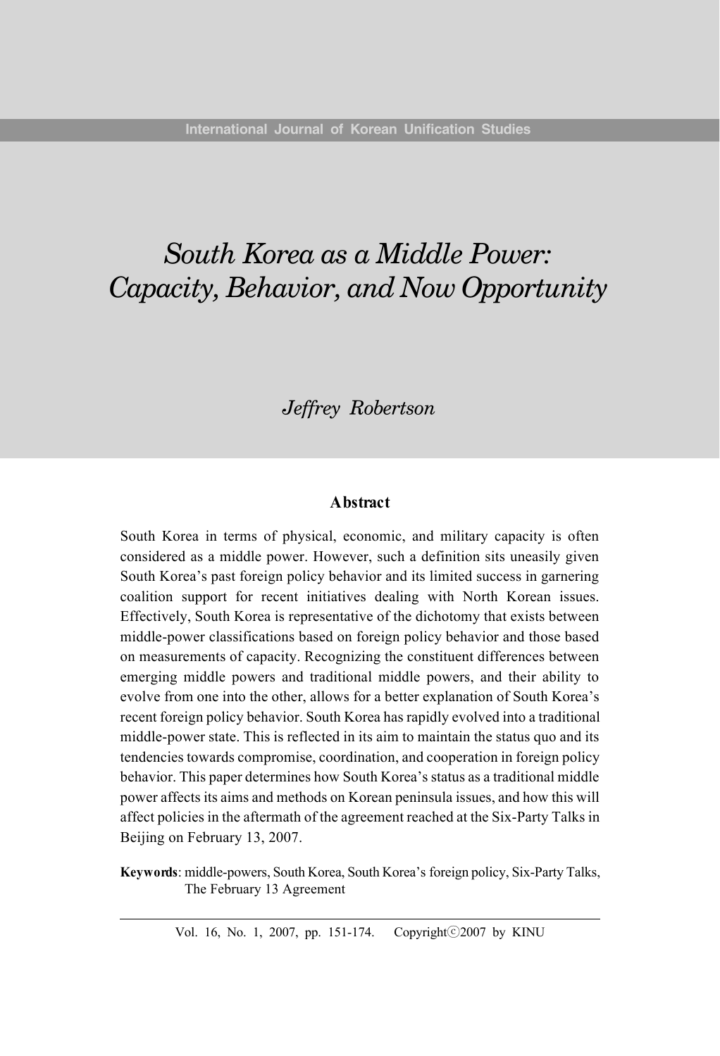# *South Korea as a Middle Power: Capacity, Behavior, and Now Opportunity*

*Jeffrey Robertson*

## Abstract

South Korea in terms of physical, economic, and military capacity is often considered as a middle power. However, such a definition sits uneasily given South Korea's past foreign policy behavior and its limited success in garnering coalition support for recent initiatives dealing with North Korean issues. Effectively, South Korea is representative of the dichotomy that exists between middle-power classifications based on foreign policy behavior and those based on measurements of capacity. Recognizing the constituent differences between emerging middle powers and traditional middle powers, and their ability to evolve from one into the other, allows for a better explanation of South Korea's recent foreign policy behavior. South Korea has rapidly evolved into a traditional middle-power state. This is reflected in its aim to maintain the status quo and its tendencies towards compromise, coordination, and cooperation in foreign policy behavior. This paper determines how South Korea's status as a traditional middle power affects its aims and methods on Korean peninsula issues, and how this will affect policies in the aftermath of the agreement reached at the Six-Party Talks in Beijing on February 13, 2007.

**Keywords**: middle-powers, South Korea, South Korea's foreign policy, Six-Party Talks, The February 13 Agreement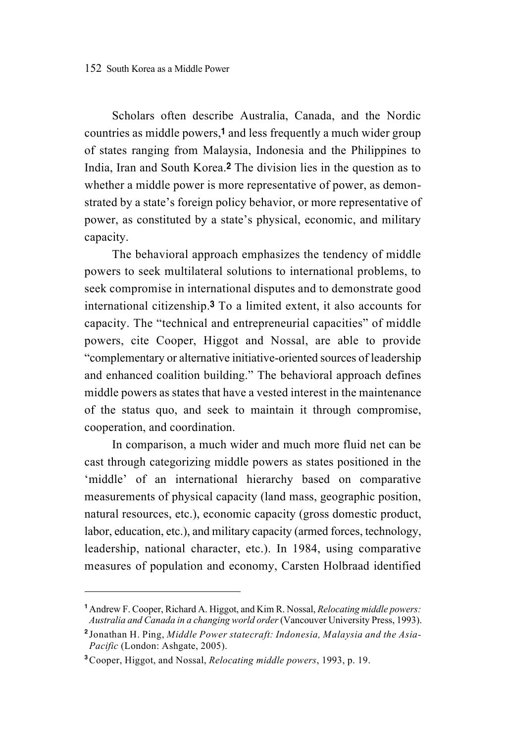Scholars often describe Australia, Canada, and the Nordic countries as middle powers,[1] and less frequently a much wider group of states ranging from Malaysia, Indonesia and the Philippines to India, Iran and South Korea.[2] The division lies in the question as to whether a middle power is more representative of power, as demonstrated by a state's foreign policy behavior, or more representative of power, as constituted by a state's physical, economic, and military capacity.

The behavioral approach emphasizes the tendency of middle powers to seek multilateral solutions to international problems, to seek compromise in international disputes and to demonstrate good international citizenship.[3] To a limited extent, it also accounts for capacity. The "technical and entrepreneurial capacities" of middle powers, cite Cooper, Higgot and Nossal, are able to provide "complementary or alternative initiative-oriented sources of leadership and enhanced coalition building." The behavioral approach defines middle powers as states that have a vested interest in the maintenance of the status quo, and seek to maintain it through compromise, cooperation, and coordination.

In comparison, a much wider and much more fluid net can be cast through categorizing middle powers as states positioned in the 'middle' of an international hierarchy based on comparative measurements of physical capacity (land mass, geographic position, natural resources, etc.), economic capacity (gross domestic product, labor, education, etc.), and military capacity (armed forces, technology, leadership, national character, etc.). In 1984, using comparative measures of population and economy, Carsten Holbraad identified

---

[1] Andrew F. Cooper, Richard A. Higgot, and Kim R. Nossal, *Relocating middle powers: Australia and Canada in a changing world order* (Vancouver University Press, 1993).

[2] Jonathan H. Ping, *Middle Power statecraft: Indonesia, Malaysia and the Asia-Pacific* (London: Ashgate, 2005).

[3] Cooper, Higgot, and Nossal, *Relocating middle powers*, 1993, p. 19.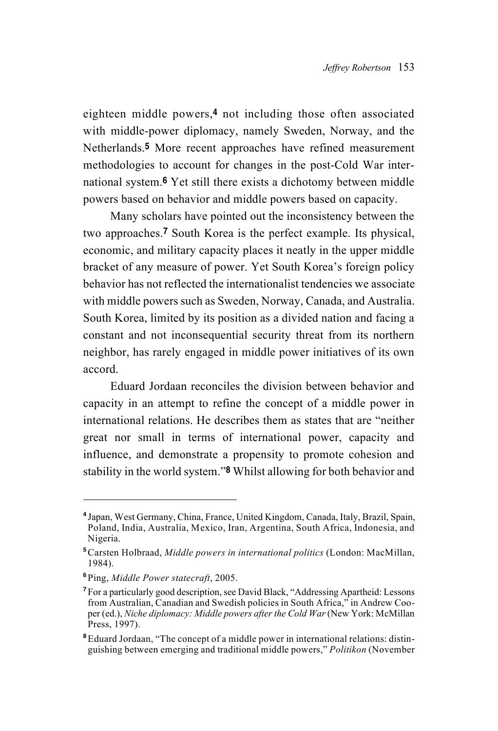eighteen middle powers,[4] not including those often associated with middle-power diplomacy, namely Sweden, Norway, and the Netherlands.[5] More recent approaches have refined measurement methodologies to account for changes in the post-Cold War international system.[6] Yet still there exists a dichotomy between middle powers based on behavior and middle powers based on capacity.

Many scholars have pointed out the inconsistency between the two approaches.[7] South Korea is the perfect example. Its physical, economic, and military capacity places it neatly in the upper middle bracket of any measure of power. Yet South Korea's foreign policy behavior has not reflected the internationalist tendencies we associate with middle powers such as Sweden, Norway, Canada, and Australia. South Korea, limited by its position as a divided nation and facing a constant and not inconsequential security threat from its northern neighbor, has rarely engaged in middle power initiatives of its own accord.

Eduard Jordaan reconciles the division between behavior and capacity in an attempt to refine the concept of a middle power in international relations. He describes them as states that are "neither great nor small in terms of international power, capacity and influence, and demonstrate a propensity to promote cohesion and stability in the world system."[8] Whilst allowing for both behavior and

---

[4] Japan, West Germany, China, France, United Kingdom, Canada, Italy, Brazil, Spain, Poland, India, Australia, Mexico, Iran, Argentina, South Africa, Indonesia, and Nigeria.

[5] Carsten Holbraad, *Middle powers in international politics* (London: MacMillan, 1984).

[6] Ping, *Middle Power statecraft*, 2005.

[7] For a particularly good description, see David Black, "Addressing Apartheid: Lessons from Australian, Canadian and Swedish policies in South Africa," in Andrew Cooper (ed.), *Niche diplomacy: Middle powers after the Cold War* (New York: McMillan Press, 1997).

[8] Eduard Jordaan, "The concept of a middle power in international relations: distinguishing between emerging and traditional middle powers," *Politikon* (November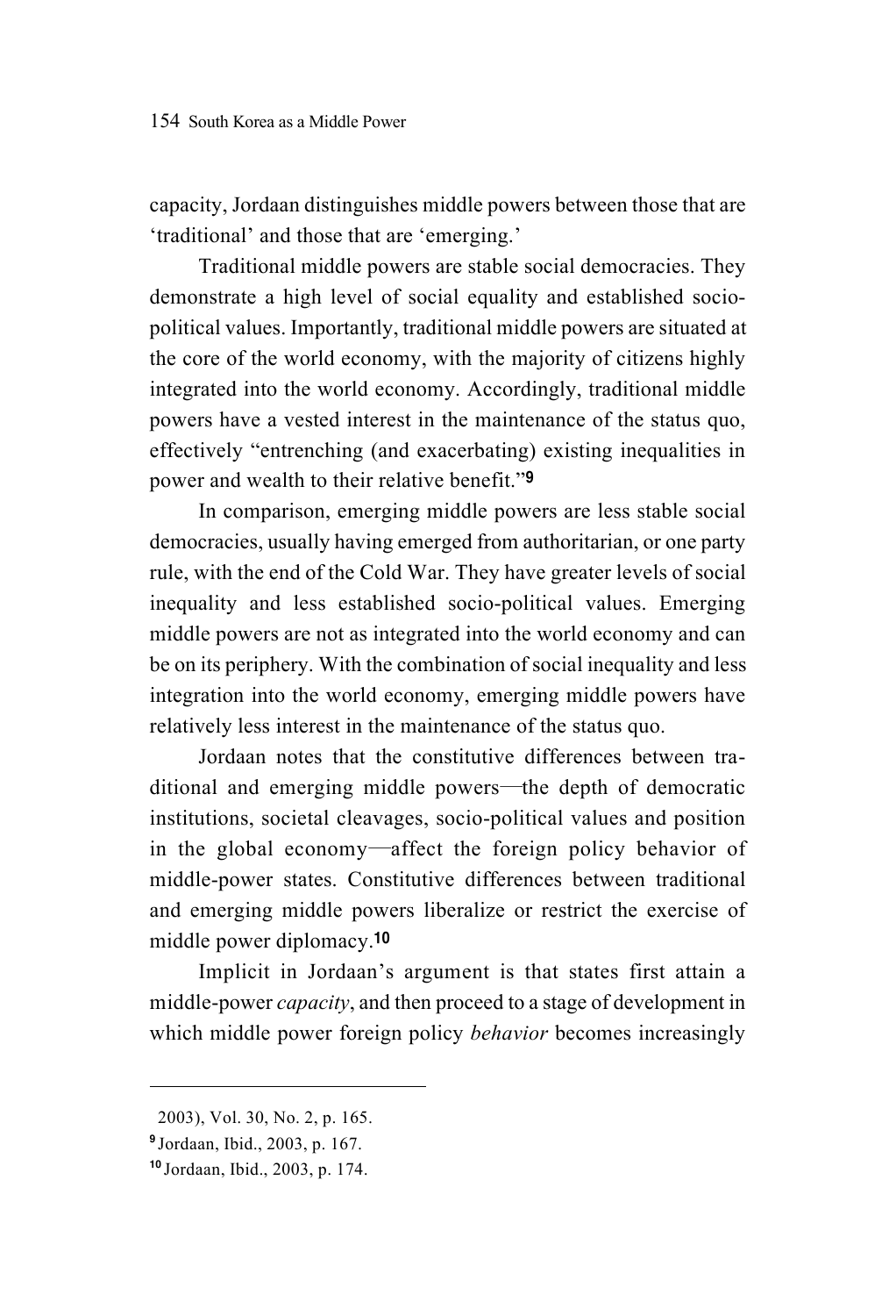capacity, Jordaan distinguishes middle powers between those that are 'traditional' and those that are 'emerging.'

Traditional middle powers are stable social democracies. They demonstrate a high level of social equality and established socio-political values. Importantly, traditional middle powers are situated at the core of the world economy, with the majority of citizens highly integrated into the world economy. Accordingly, traditional middle powers have a vested interest in the maintenance of the status quo, effectively "entrenching (and exacerbating) existing inequalities in power and wealth to their relative benefit."[9]

In comparison, emerging middle powers are less stable social democracies, usually having emerged from authoritarian, or one party rule, with the end of the Cold War. They have greater levels of social inequality and less established socio-political values. Emerging middle powers are not as integrated into the world economy and can be on its periphery. With the combination of social inequality and less integration into the world economy, emerging middle powers have relatively less interest in the maintenance of the status quo.

Jordaan notes that the constitutive differences between traditional and emerging middle powers—the depth of democratic institutions, societal cleavages, socio-political values and position in the global economy—affect the foreign policy behavior of middle-power states. Constitutive differences between traditional and emerging middle powers liberalize or restrict the exercise of middle power diplomacy.[10]

Implicit in Jordaan's argument is that states first attain a middle-power *capacity*, and then proceed to a stage of development in which middle power foreign policy *behavior* becomes increasingly

---

2003), Vol. 30, No. 2, p. 165.

[9] Jordaan, Ibid., 2003, p. 167.

[10] Jordaan, Ibid., 2003, p. 174.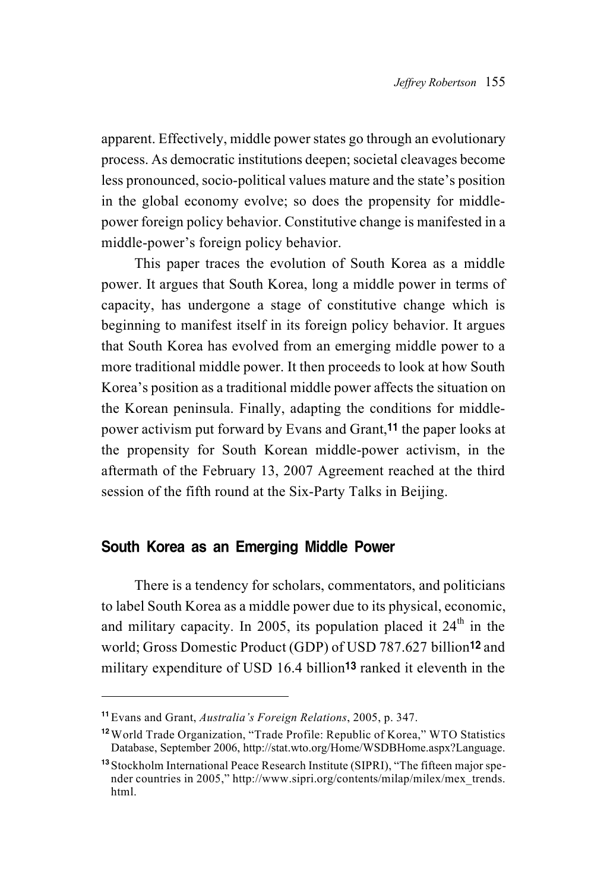apparent. Effectively, middle power states go through an evolutionary process. As democratic institutions deepen; societal cleavages become less pronounced, socio-political values mature and the state's position in the global economy evolve; so does the propensity for middle-power foreign policy behavior. Constitutive change is manifested in a middle-power's foreign policy behavior.

This paper traces the evolution of South Korea as a middle power. It argues that South Korea, long a middle power in terms of capacity, has undergone a stage of constitutive change which is beginning to manifest itself in its foreign policy behavior. It argues that South Korea has evolved from an emerging middle power to a more traditional middle power. It then proceeds to look at how South Korea's position as a traditional middle power affects the situation on the Korean peninsula. Finally, adapting the conditions for middle-power activism put forward by Evans and Grant,[11] the paper looks at the propensity for South Korean middle-power activism, in the aftermath of the February 13, 2007 Agreement reached at the third session of the fifth round at the Six-Party Talks in Beijing.

## South Korea as an Emerging Middle Power

There is a tendency for scholars, commentators, and politicians to label South Korea as a middle power due to its physical, economic, and military capacity. In 2005, its population placed it 24th in the world; Gross Domestic Product (GDP) of USD 787.627 billion[12] and military expenditure of USD 16.4 billion[13] ranked it eleventh in the

---

[11] Evans and Grant, *Australia's Foreign Relations*, 2005, p. 347.

[12] World Trade Organization, "Trade Profile: Republic of Korea," WTO Statistics Database, September 2006, http://stat.wto.org/Home/WSDBHome.aspx?Language.

[13] Stockholm International Peace Research Institute (SIPRI), "The fifteen major spender countries in 2005," http://www.sipri.org/contents/milap/milex/mex_trends.html.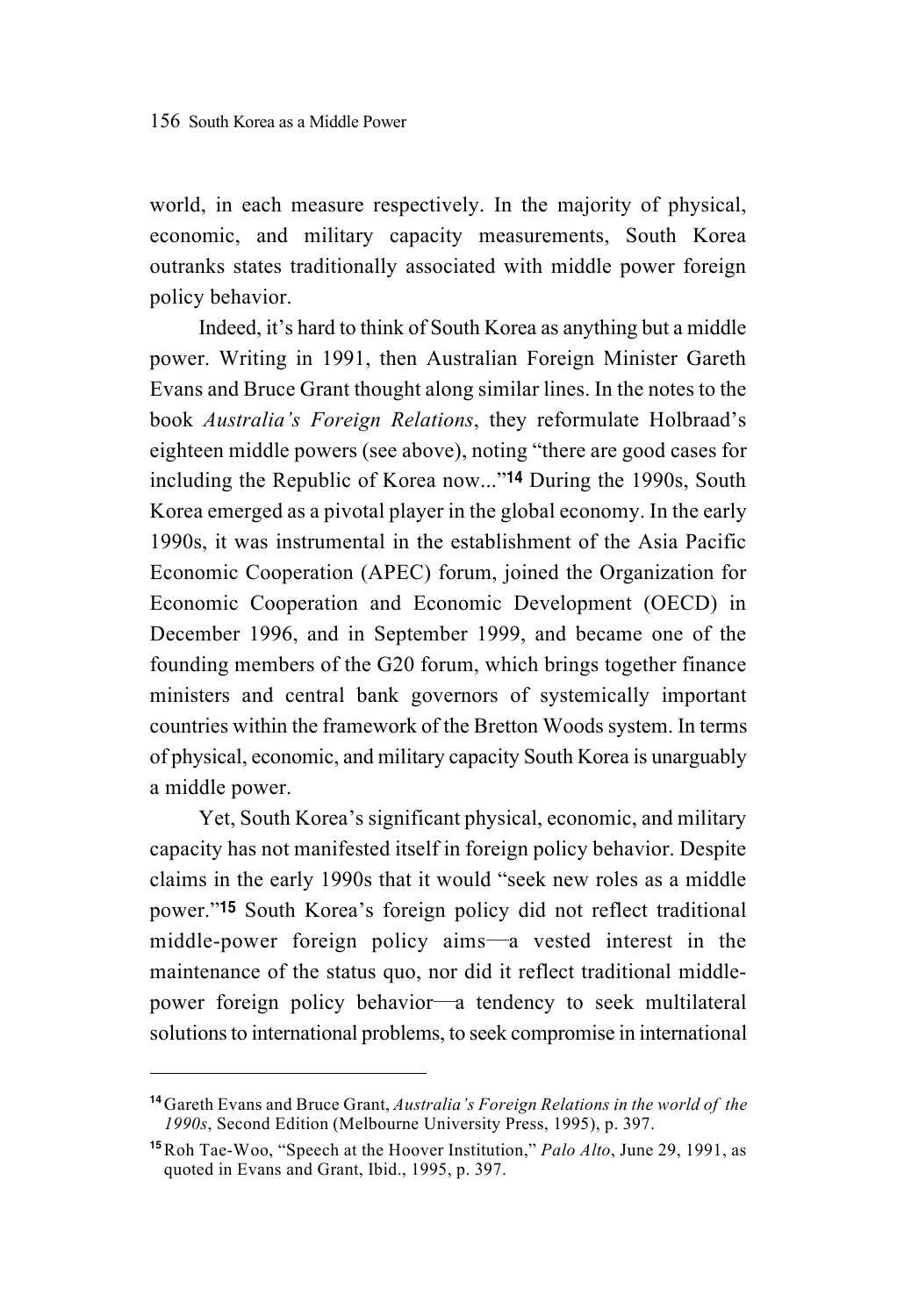world, in each measure respectively. In the majority of physical, economic, and military capacity measurements, South Korea outranks states traditionally associated with middle power foreign policy behavior.

Indeed, it's hard to think of South Korea as anything but a middle power. Writing in 1991, then Australian Foreign Minister Gareth Evans and Bruce Grant thought along similar lines. In the notes to the book *Australia's Foreign Relations*, they reformulate Holbraad's eighteen middle powers (see above), noting "there are good cases for including the Republic of Korea now..."[14] During the 1990s, South Korea emerged as a pivotal player in the global economy. In the early 1990s, it was instrumental in the establishment of the Asia Pacific Economic Cooperation (APEC) forum, joined the Organization for Economic Cooperation and Economic Development (OECD) in December 1996, and in September 1999, and became one of the founding members of the G20 forum, which brings together finance ministers and central bank governors of systemically important countries within the framework of the Bretton Woods system. In terms of physical, economic, and military capacity South Korea is unarguably a middle power.

Yet, South Korea's significant physical, economic, and military capacity has not manifested itself in foreign policy behavior. Despite claims in the early 1990s that it would "seek new roles as a middle power."[15] South Korea's foreign policy did not reflect traditional middle-power foreign policy aims—a vested interest in the maintenance of the status quo, nor did it reflect traditional middle-power foreign policy behavior—a tendency to seek multilateral solutions to international problems, to seek compromise in international

---

[14] Gareth Evans and Bruce Grant, *Australia's Foreign Relations in the world of the 1990s*, Second Edition (Melbourne University Press, 1995), p. 397.

[15] Roh Tae-Woo, "Speech at the Hoover Institution," *Palo Alto*, June 29, 1991, as quoted in Evans and Grant, Ibid., 1995, p. 397.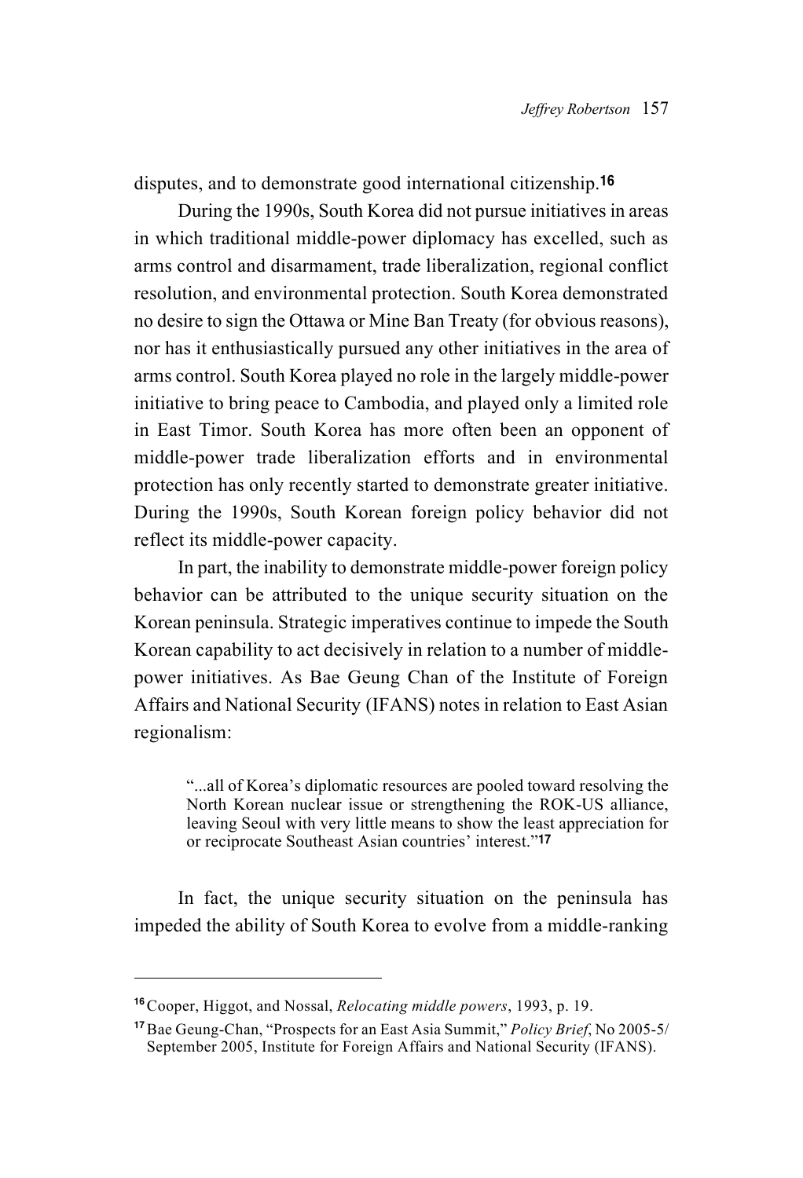disputes, and to demonstrate good international citizenship.[16]

During the 1990s, South Korea did not pursue initiatives in areas in which traditional middle-power diplomacy has excelled, such as arms control and disarmament, trade liberalization, regional conflict resolution, and environmental protection. South Korea demonstrated no desire to sign the Ottawa or Mine Ban Treaty (for obvious reasons), nor has it enthusiastically pursued any other initiatives in the area of arms control. South Korea played no role in the largely middle-power initiative to bring peace to Cambodia, and played only a limited role in East Timor. South Korea has more often been an opponent of middle-power trade liberalization efforts and in environmental protection has only recently started to demonstrate greater initiative. During the 1990s, South Korean foreign policy behavior did not reflect its middle-power capacity.

In part, the inability to demonstrate middle-power foreign policy behavior can be attributed to the unique security situation on the Korean peninsula. Strategic imperatives continue to impede the South Korean capability to act decisively in relation to a number of middle-power initiatives. As Bae Geung Chan of the Institute of Foreign Affairs and National Security (IFANS) notes in relation to East Asian regionalism:

> "...all of Korea's diplomatic resources are pooled toward resolving the North Korean nuclear issue or strengthening the ROK-US alliance, leaving Seoul with very little means to show the least appreciation for or reciprocate Southeast Asian countries' interest."[17]

In fact, the unique security situation on the peninsula has impeded the ability of South Korea to evolve from a middle-ranking

---

[16] Cooper, Higgot, and Nossal, *Relocating middle powers*, 1993, p. 19.

[17] Bae Geung-Chan, "Prospects for an East Asia Summit," *Policy Brief*, No 2005-5/ September 2005, Institute for Foreign Affairs and National Security (IFANS).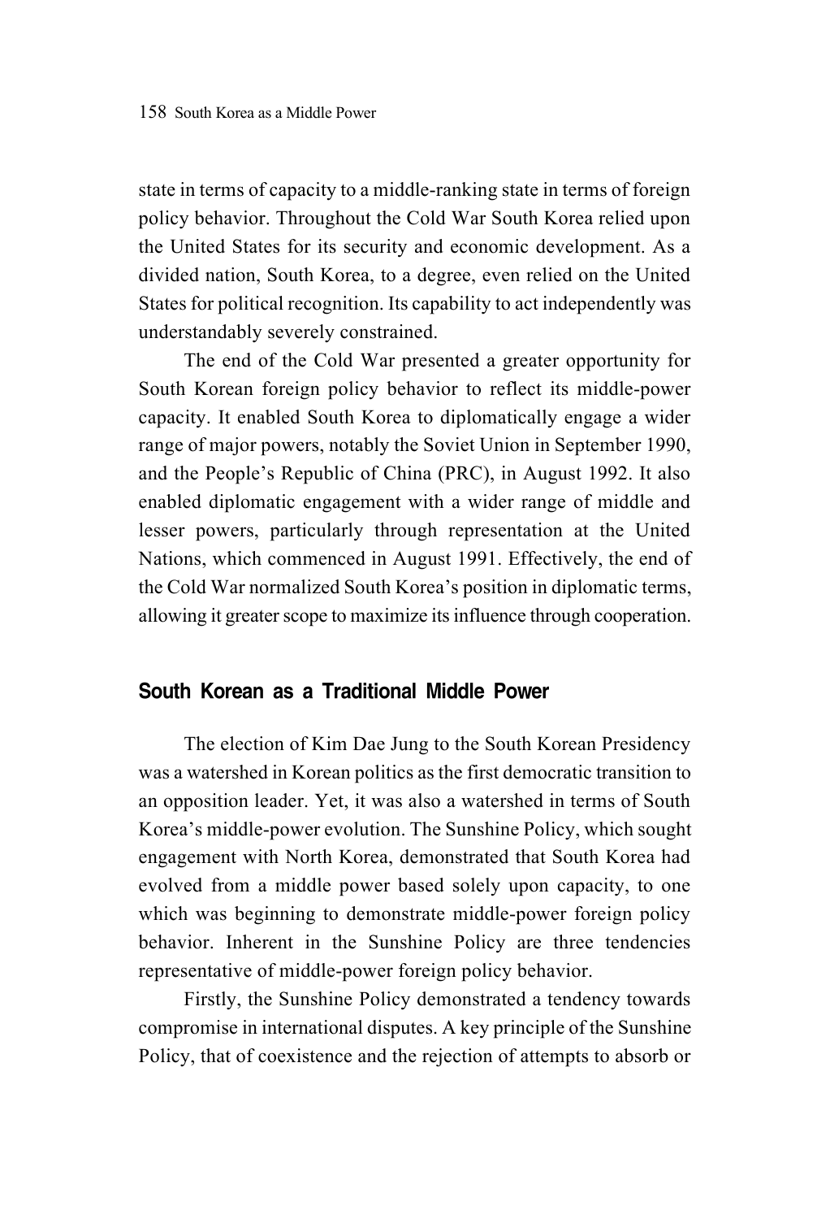state in terms of capacity to a middle-ranking state in terms of foreign policy behavior. Throughout the Cold War South Korea relied upon the United States for its security and economic development. As a divided nation, South Korea, to a degree, even relied on the United States for political recognition. Its capability to act independently was understandably severely constrained.

The end of the Cold War presented a greater opportunity for South Korean foreign policy behavior to reflect its middle-power capacity. It enabled South Korea to diplomatically engage a wider range of major powers, notably the Soviet Union in September 1990, and the People's Republic of China (PRC), in August 1992. It also enabled diplomatic engagement with a wider range of middle and lesser powers, particularly through representation at the United Nations, which commenced in August 1991. Effectively, the end of the Cold War normalized South Korea's position in diplomatic terms, allowing it greater scope to maximize its influence through cooperation.

## South Korean as a Traditional Middle Power

The election of Kim Dae Jung to the South Korean Presidency was a watershed in Korean politics as the first democratic transition to an opposition leader. Yet, it was also a watershed in terms of South Korea's middle-power evolution. The Sunshine Policy, which sought engagement with North Korea, demonstrated that South Korea had evolved from a middle power based solely upon capacity, to one which was beginning to demonstrate middle-power foreign policy behavior. Inherent in the Sunshine Policy are three tendencies representative of middle-power foreign policy behavior.

Firstly, the Sunshine Policy demonstrated a tendency towards compromise in international disputes. A key principle of the Sunshine Policy, that of coexistence and the rejection of attempts to absorb or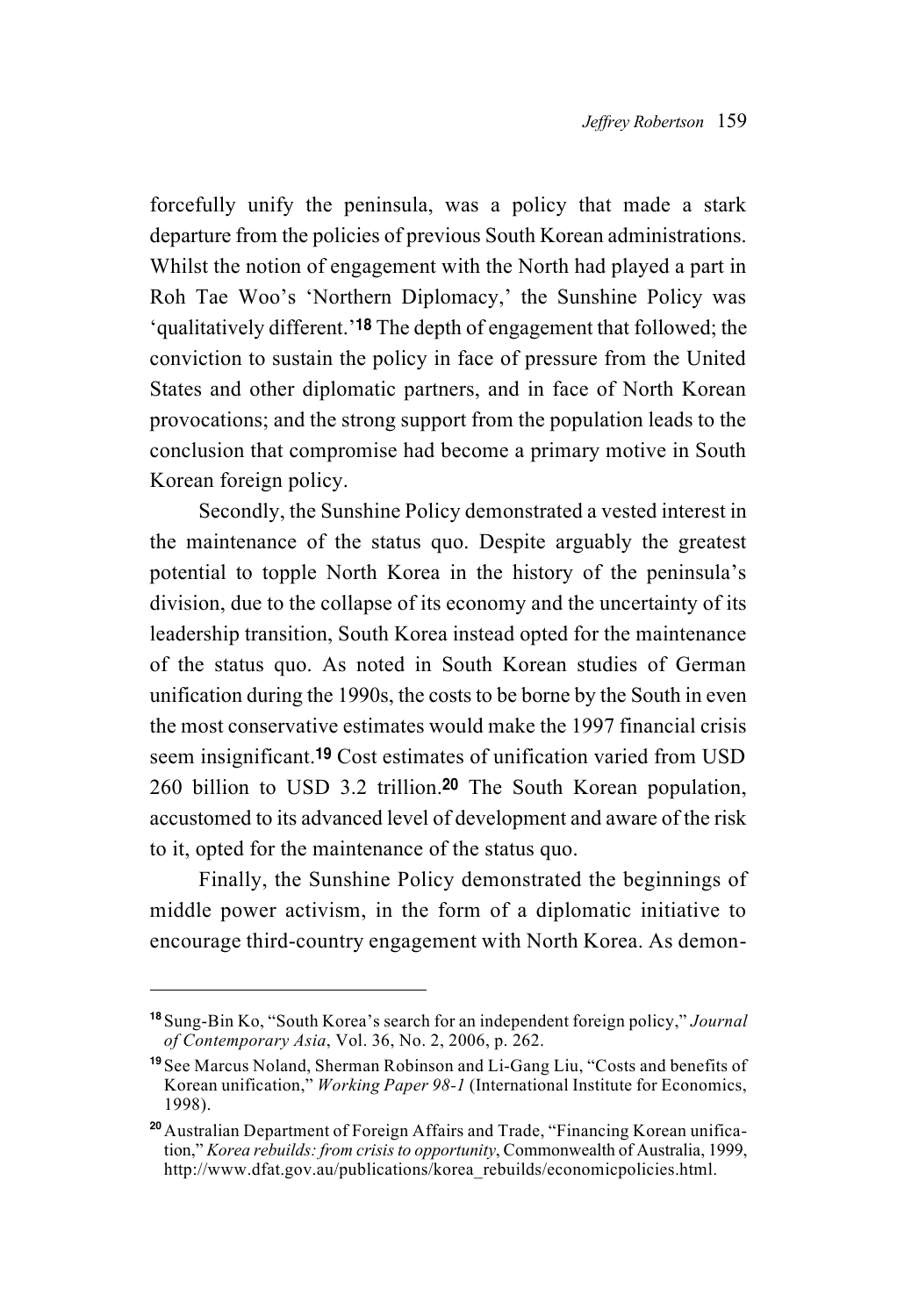forcefully unify the peninsula, was a policy that made a stark departure from the policies of previous South Korean administrations. Whilst the notion of engagement with the North had played a part in Roh Tae Woo's 'Northern Diplomacy,' the Sunshine Policy was 'qualitatively different.'[18] The depth of engagement that followed; the conviction to sustain the policy in face of pressure from the United States and other diplomatic partners, and in face of North Korean provocations; and the strong support from the population leads to the conclusion that compromise had become a primary motive in South Korean foreign policy.

Secondly, the Sunshine Policy demonstrated a vested interest in the maintenance of the status quo. Despite arguably the greatest potential to topple North Korea in the history of the peninsula's division, due to the collapse of its economy and the uncertainty of its leadership transition, South Korea instead opted for the maintenance of the status quo. As noted in South Korean studies of German unification during the 1990s, the costs to be borne by the South in even the most conservative estimates would make the 1997 financial crisis seem insignificant.[19] Cost estimates of unification varied from USD 260 billion to USD 3.2 trillion.[20] The South Korean population, accustomed to its advanced level of development and aware of the risk to it, opted for the maintenance of the status quo.

Finally, the Sunshine Policy demonstrated the beginnings of middle power activism, in the form of a diplomatic initiative to encourage third-country engagement with North Korea. As demon-

---

[18] Sung-Bin Ko, "South Korea's search for an independent foreign policy," *Journal of Contemporary Asia*, Vol. 36, No. 2, 2006, p. 262.

[19] See Marcus Noland, Sherman Robinson and Li-Gang Liu, "Costs and benefits of Korean unification," *Working Paper 98-1* (International Institute for Economics, 1998).

[20] Australian Department of Foreign Affairs and Trade, "Financing Korean unification," *Korea rebuilds: from crisis to opportunity*, Commonwealth of Australia, 1999, http://www.dfat.gov.au/publications/korea_rebuilds/economicpolicies.html.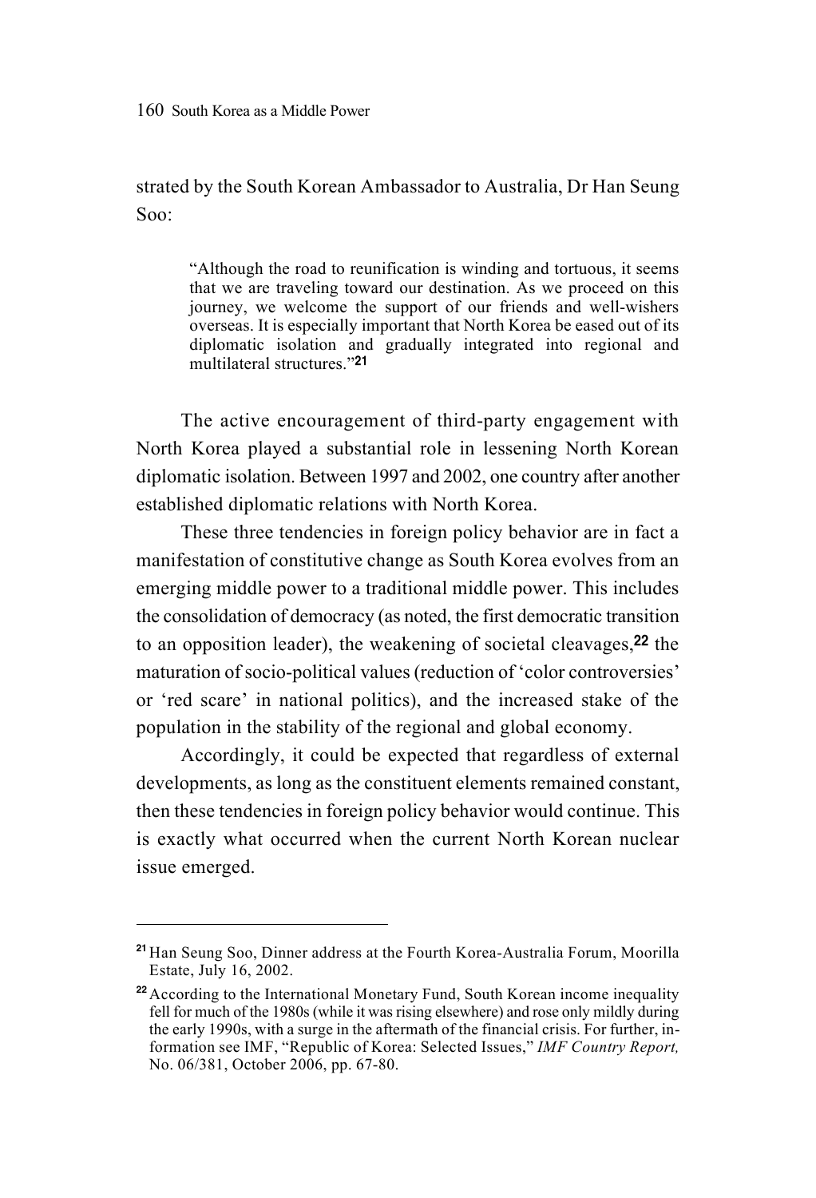strated by the South Korean Ambassador to Australia, Dr Han Seung Soo:

> "Although the road to reunification is winding and tortuous, it seems that we are traveling toward our destination. As we proceed on this journey, we welcome the support of our friends and well-wishers overseas. It is especially important that North Korea be eased out of its diplomatic isolation and gradually integrated into regional and multilateral structures."[21]

The active encouragement of third-party engagement with North Korea played a substantial role in lessening North Korean diplomatic isolation. Between 1997 and 2002, one country after another established diplomatic relations with North Korea.

These three tendencies in foreign policy behavior are in fact a manifestation of constitutive change as South Korea evolves from an emerging middle power to a traditional middle power. This includes the consolidation of democracy (as noted, the first democratic transition to an opposition leader), the weakening of societal cleavages,[22] the maturation of socio-political values (reduction of 'color controversies' or 'red scare' in national politics), and the increased stake of the population in the stability of the regional and global economy.

Accordingly, it could be expected that regardless of external developments, as long as the constituent elements remained constant, then these tendencies in foreign policy behavior would continue. This is exactly what occurred when the current North Korean nuclear issue emerged.

---

[21] Han Seung Soo, Dinner address at the Fourth Korea-Australia Forum, Moorilla Estate, July 16, 2002.

[22] According to the International Monetary Fund, South Korean income inequality fell for much of the 1980s (while it was rising elsewhere) and rose only mildly during the early 1990s, with a surge in the aftermath of the financial crisis. For further, information see IMF, "Republic of Korea: Selected Issues," *IMF Country Report,* No. 06/381, October 2006, pp. 67-80.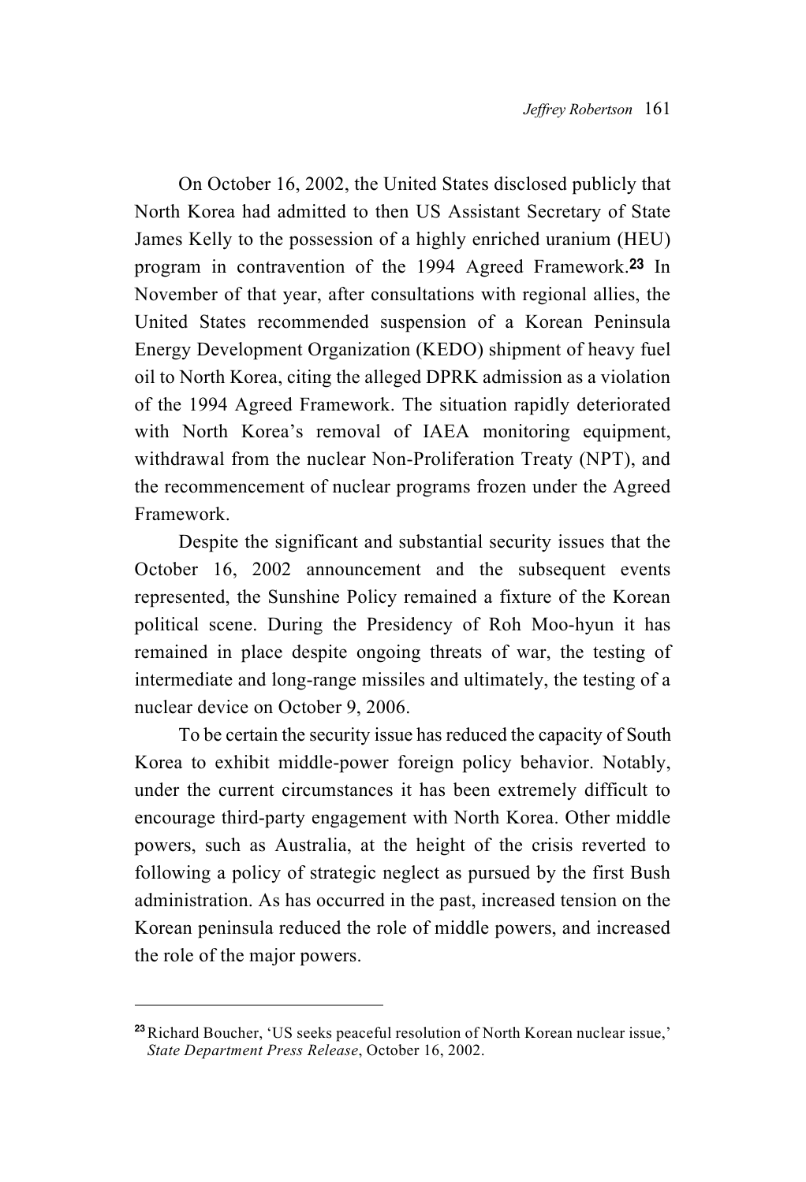On October 16, 2002, the United States disclosed publicly that North Korea had admitted to then US Assistant Secretary of State James Kelly to the possession of a highly enriched uranium (HEU) program in contravention of the 1994 Agreed Framework.[23] In November of that year, after consultations with regional allies, the United States recommended suspension of a Korean Peninsula Energy Development Organization (KEDO) shipment of heavy fuel oil to North Korea, citing the alleged DPRK admission as a violation of the 1994 Agreed Framework. The situation rapidly deteriorated with North Korea's removal of IAEA monitoring equipment, withdrawal from the nuclear Non-Proliferation Treaty (NPT), and the recommencement of nuclear programs frozen under the Agreed Framework.

Despite the significant and substantial security issues that the October 16, 2002 announcement and the subsequent events represented, the Sunshine Policy remained a fixture of the Korean political scene. During the Presidency of Roh Moo-hyun it has remained in place despite ongoing threats of war, the testing of intermediate and long-range missiles and ultimately, the testing of a nuclear device on October 9, 2006.

To be certain the security issue has reduced the capacity of South Korea to exhibit middle-power foreign policy behavior. Notably, under the current circumstances it has been extremely difficult to encourage third-party engagement with North Korea. Other middle powers, such as Australia, at the height of the crisis reverted to following a policy of strategic neglect as pursued by the first Bush administration. As has occurred in the past, increased tension on the Korean peninsula reduced the role of middle powers, and increased the role of the major powers.

---

[23] Richard Boucher, 'US seeks peaceful resolution of North Korean nuclear issue,' *State Department Press Release*, October 16, 2002.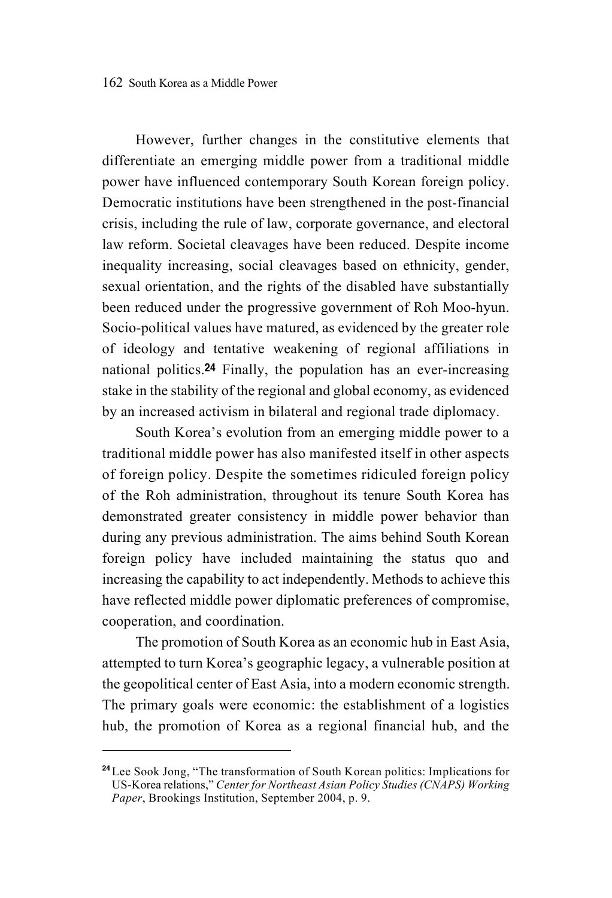However, further changes in the constitutive elements that differentiate an emerging middle power from a traditional middle power have influenced contemporary South Korean foreign policy. Democratic institutions have been strengthened in the post-financial crisis, including the rule of law, corporate governance, and electoral law reform. Societal cleavages have been reduced. Despite income inequality increasing, social cleavages based on ethnicity, gender, sexual orientation, and the rights of the disabled have substantially been reduced under the progressive government of Roh Moo-hyun. Socio-political values have matured, as evidenced by the greater role of ideology and tentative weakening of regional affiliations in national politics.[24] Finally, the population has an ever-increasing stake in the stability of the regional and global economy, as evidenced by an increased activism in bilateral and regional trade diplomacy.

South Korea's evolution from an emerging middle power to a traditional middle power has also manifested itself in other aspects of foreign policy. Despite the sometimes ridiculed foreign policy of the Roh administration, throughout its tenure South Korea has demonstrated greater consistency in middle power behavior than during any previous administration. The aims behind South Korean foreign policy have included maintaining the status quo and increasing the capability to act independently. Methods to achieve this have reflected middle power diplomatic preferences of compromise, cooperation, and coordination.

The promotion of South Korea as an economic hub in East Asia, attempted to turn Korea's geographic legacy, a vulnerable position at the geopolitical center of East Asia, into a modern economic strength. The primary goals were economic: the establishment of a logistics hub, the promotion of Korea as a regional financial hub, and the

---

[24] Lee Sook Jong, "The transformation of South Korean politics: Implications for US-Korea relations," *Center for Northeast Asian Policy Studies (CNAPS) Working Paper*, Brookings Institution, September 2004, p. 9.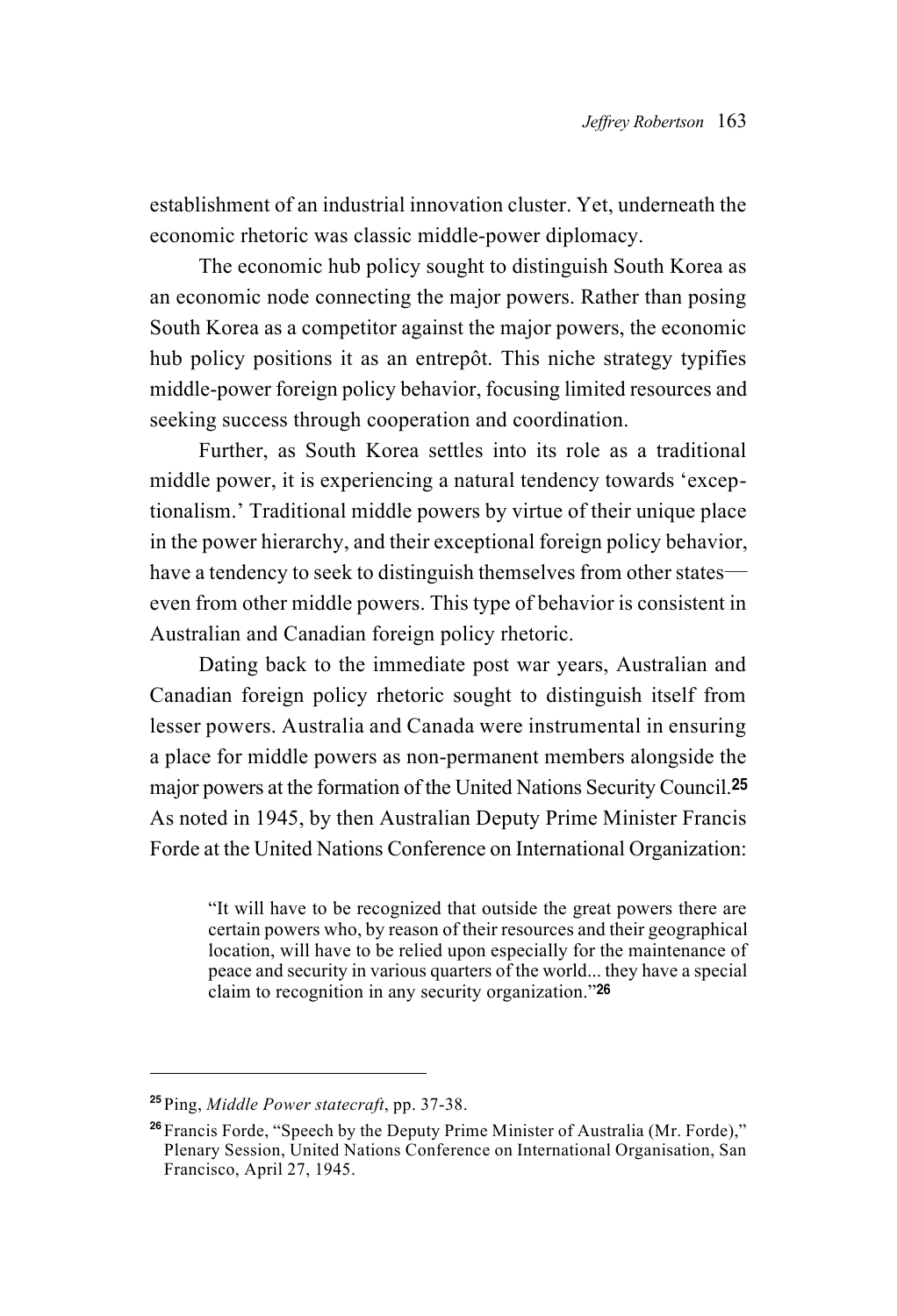establishment of an industrial innovation cluster. Yet, underneath the economic rhetoric was classic middle-power diplomacy.

The economic hub policy sought to distinguish South Korea as an economic node connecting the major powers. Rather than posing South Korea as a competitor against the major powers, the economic hub policy positions it as an entrepôt. This niche strategy typifies middle-power foreign policy behavior, focusing limited resources and seeking success through cooperation and coordination.

Further, as South Korea settles into its role as a traditional middle power, it is experiencing a natural tendency towards 'exceptionalism.' Traditional middle powers by virtue of their unique place in the power hierarchy, and their exceptional foreign policy behavior, have a tendency to seek to distinguish themselves from other states—even from other middle powers. This type of behavior is consistent in Australian and Canadian foreign policy rhetoric.

Dating back to the immediate post war years, Australian and Canadian foreign policy rhetoric sought to distinguish itself from lesser powers. Australia and Canada were instrumental in ensuring a place for middle powers as non-permanent members alongside the major powers at the formation of the United Nations Security Council.[25] As noted in 1945, by then Australian Deputy Prime Minister Francis Forde at the United Nations Conference on International Organization:

> "It will have to be recognized that outside the great powers there are certain powers who, by reason of their resources and their geographical location, will have to be relied upon especially for the maintenance of peace and security in various quarters of the world... they have a special claim to recognition in any security organization."[26]

---

[25] Ping, *Middle Power statecraft*, pp. 37-38.

[26] Francis Forde, "Speech by the Deputy Prime Minister of Australia (Mr. Forde)," Plenary Session, United Nations Conference on International Organisation, San Francisco, April 27, 1945.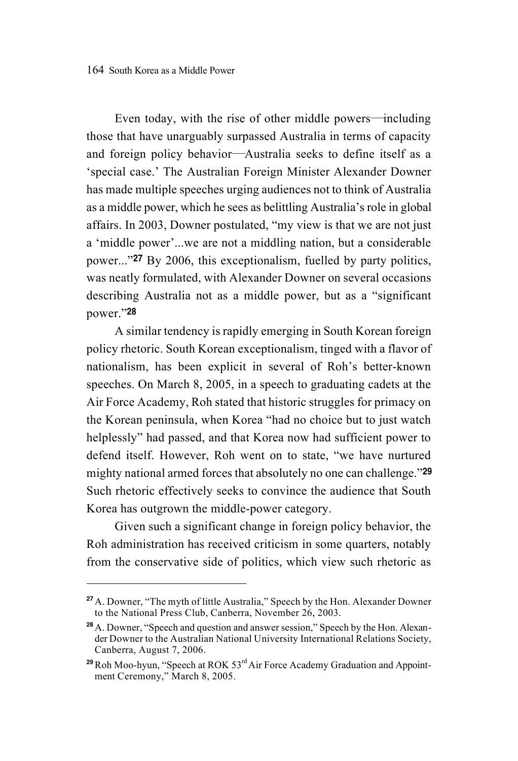Even today, with the rise of other middle powers—including those that have unarguably surpassed Australia in terms of capacity and foreign policy behavior—Australia seeks to define itself as a 'special case.' The Australian Foreign Minister Alexander Downer has made multiple speeches urging audiences not to think of Australia as a middle power, which he sees as belittling Australia's role in global affairs. In 2003, Downer postulated, "my view is that we are not just a 'middle power'...we are not a middling nation, but a considerable power..."[27] By 2006, this exceptionalism, fuelled by party politics, was neatly formulated, with Alexander Downer on several occasions describing Australia not as a middle power, but as a "significant power."[28]

A similar tendency is rapidly emerging in South Korean foreign policy rhetoric. South Korean exceptionalism, tinged with a flavor of nationalism, has been explicit in several of Roh's better-known speeches. On March 8, 2005, in a speech to graduating cadets at the Air Force Academy, Roh stated that historic struggles for primacy on the Korean peninsula, when Korea "had no choice but to just watch helplessly" had passed, and that Korea now had sufficient power to defend itself. However, Roh went on to state, "we have nurtured mighty national armed forces that absolutely no one can challenge."[29] Such rhetoric effectively seeks to convince the audience that South Korea has outgrown the middle-power category.

Given such a significant change in foreign policy behavior, the Roh administration has received criticism in some quarters, notably from the conservative side of politics, which view such rhetoric as

---

[27] A. Downer, "The myth of little Australia," Speech by the Hon. Alexander Downer to the National Press Club, Canberra, November 26, 2003.

[28] A. Downer, "Speech and question and answer session," Speech by the Hon. Alexander Downer to the Australian National University International Relations Society, Canberra, August 7, 2006.

[29] Roh Moo-hyun, "Speech at ROK 53rd Air Force Academy Graduation and Appointment Ceremony," March 8, 2005.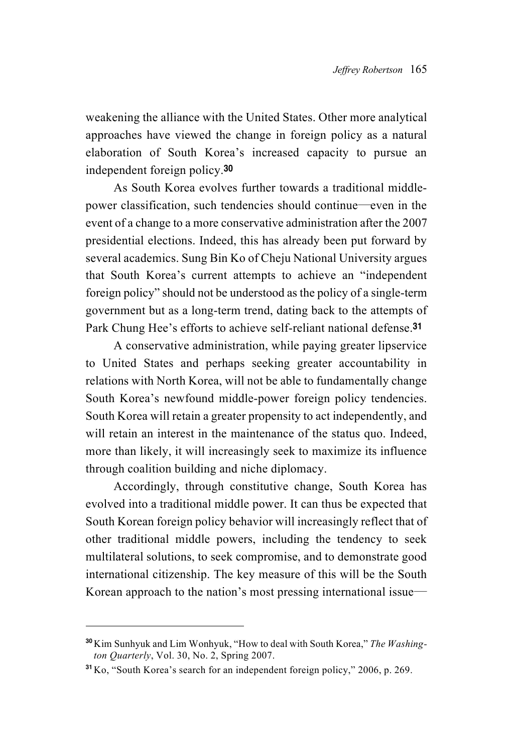weakening the alliance with the United States. Other more analytical approaches have viewed the change in foreign policy as a natural elaboration of South Korea's increased capacity to pursue an independent foreign policy.[30]

As South Korea evolves further towards a traditional middle-power classification, such tendencies should continue—even in the event of a change to a more conservative administration after the 2007 presidential elections. Indeed, this has already been put forward by several academics. Sung Bin Ko of Cheju National University argues that South Korea's current attempts to achieve an "independent foreign policy" should not be understood as the policy of a single-term government but as a long-term trend, dating back to the attempts of Park Chung Hee's efforts to achieve self-reliant national defense.[31]

A conservative administration, while paying greater lipservice to United States and perhaps seeking greater accountability in relations with North Korea, will not be able to fundamentally change South Korea's newfound middle-power foreign policy tendencies. South Korea will retain a greater propensity to act independently, and will retain an interest in the maintenance of the status quo. Indeed, more than likely, it will increasingly seek to maximize its influence through coalition building and niche diplomacy.

Accordingly, through constitutive change, South Korea has evolved into a traditional middle power. It can thus be expected that South Korean foreign policy behavior will increasingly reflect that of other traditional middle powers, including the tendency to seek multilateral solutions, to seek compromise, and to demonstrate good international citizenship. The key measure of this will be the South Korean approach to the nation's most pressing international issue—

---

[30] Kim Sunhyuk and Lim Wonhyuk, "How to deal with South Korea," *The Washington Quarterly*, Vol. 30, No. 2, Spring 2007.

[31] Ko, "South Korea's search for an independent foreign policy," 2006, p. 269.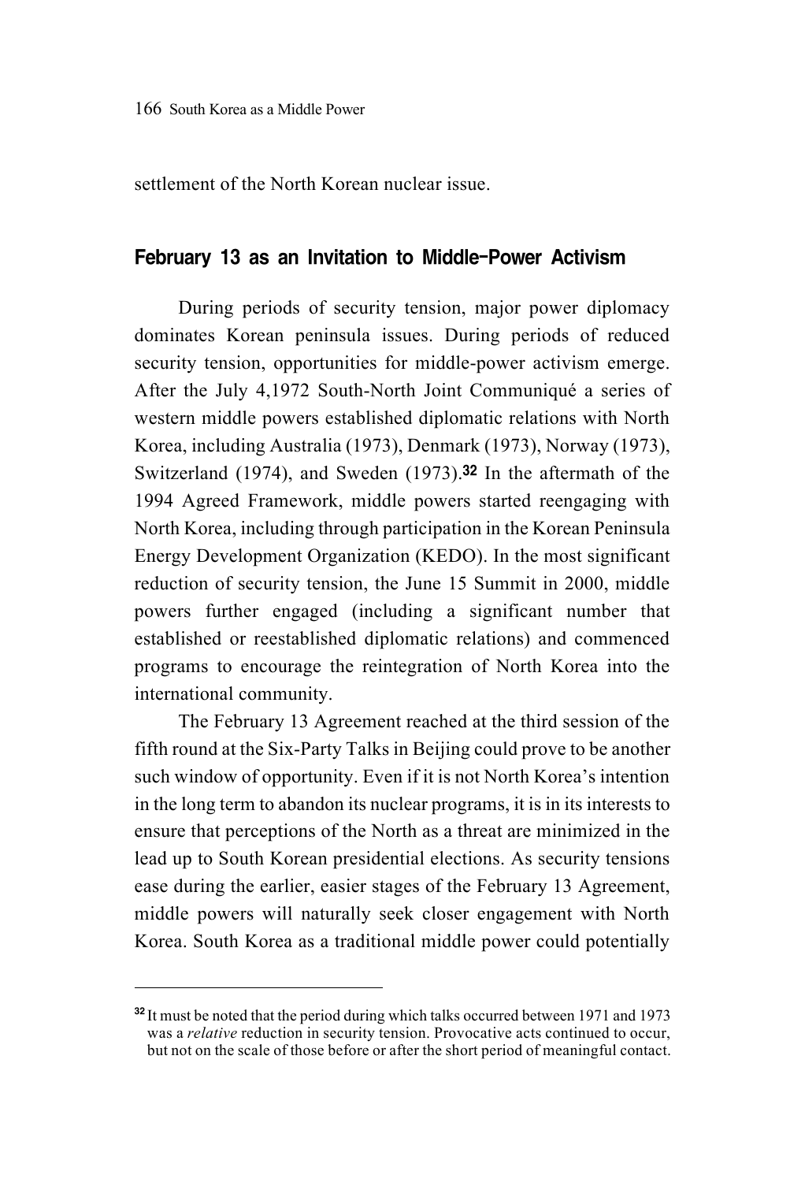settlement of the North Korean nuclear issue.

## February 13 as an Invitation to Middle-Power Activism

During periods of security tension, major power diplomacy dominates Korean peninsula issues. During periods of reduced security tension, opportunities for middle-power activism emerge. After the July 4,1972 South-North Joint Communiqué a series of western middle powers established diplomatic relations with North Korea, including Australia (1973), Denmark (1973), Norway (1973), Switzerland (1974), and Sweden (1973).[32] In the aftermath of the 1994 Agreed Framework, middle powers started reengaging with North Korea, including through participation in the Korean Peninsula Energy Development Organization (KEDO). In the most significant reduction of security tension, the June 15 Summit in 2000, middle powers further engaged (including a significant number that established or reestablished diplomatic relations) and commenced programs to encourage the reintegration of North Korea into the international community.

The February 13 Agreement reached at the third session of the fifth round at the Six-Party Talks in Beijing could prove to be another such window of opportunity. Even if it is not North Korea's intention in the long term to abandon its nuclear programs, it is in its interests to ensure that perceptions of the North as a threat are minimized in the lead up to South Korean presidential elections. As security tensions ease during the earlier, easier stages of the February 13 Agreement, middle powers will naturally seek closer engagement with North Korea. South Korea as a traditional middle power could potentially

---

[32] It must be noted that the period during which talks occurred between 1971 and 1973 was a *relative* reduction in security tension. Provocative acts continued to occur, but not on the scale of those before or after the short period of meaningful contact.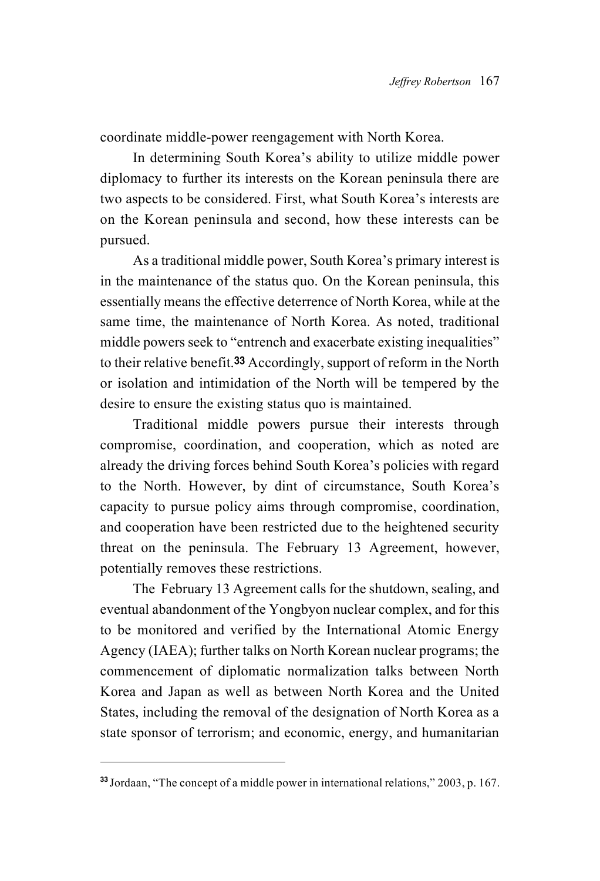coordinate middle-power reengagement with North Korea.

In determining South Korea's ability to utilize middle power diplomacy to further its interests on the Korean peninsula there are two aspects to be considered. First, what South Korea's interests are on the Korean peninsula and second, how these interests can be pursued.

As a traditional middle power, South Korea's primary interest is in the maintenance of the status quo. On the Korean peninsula, this essentially means the effective deterrence of North Korea, while at the same time, the maintenance of North Korea. As noted, traditional middle powers seek to "entrench and exacerbate existing inequalities" to their relative benefit.[33] Accordingly, support of reform in the North or isolation and intimidation of the North will be tempered by the desire to ensure the existing status quo is maintained.

Traditional middle powers pursue their interests through compromise, coordination, and cooperation, which as noted are already the driving forces behind South Korea's policies with regard to the North. However, by dint of circumstance, South Korea's capacity to pursue policy aims through compromise, coordination, and cooperation have been restricted due to the heightened security threat on the peninsula. The February 13 Agreement, however, potentially removes these restrictions.

The February 13 Agreement calls for the shutdown, sealing, and eventual abandonment of the Yongbyon nuclear complex, and for this to be monitored and verified by the International Atomic Energy Agency (IAEA); further talks on North Korean nuclear programs; the commencement of diplomatic normalization talks between North Korea and Japan as well as between North Korea and the United States, including the removal of the designation of North Korea as a state sponsor of terrorism; and economic, energy, and humanitarian

---

[33] Jordaan, "The concept of a middle power in international relations," 2003, p. 167.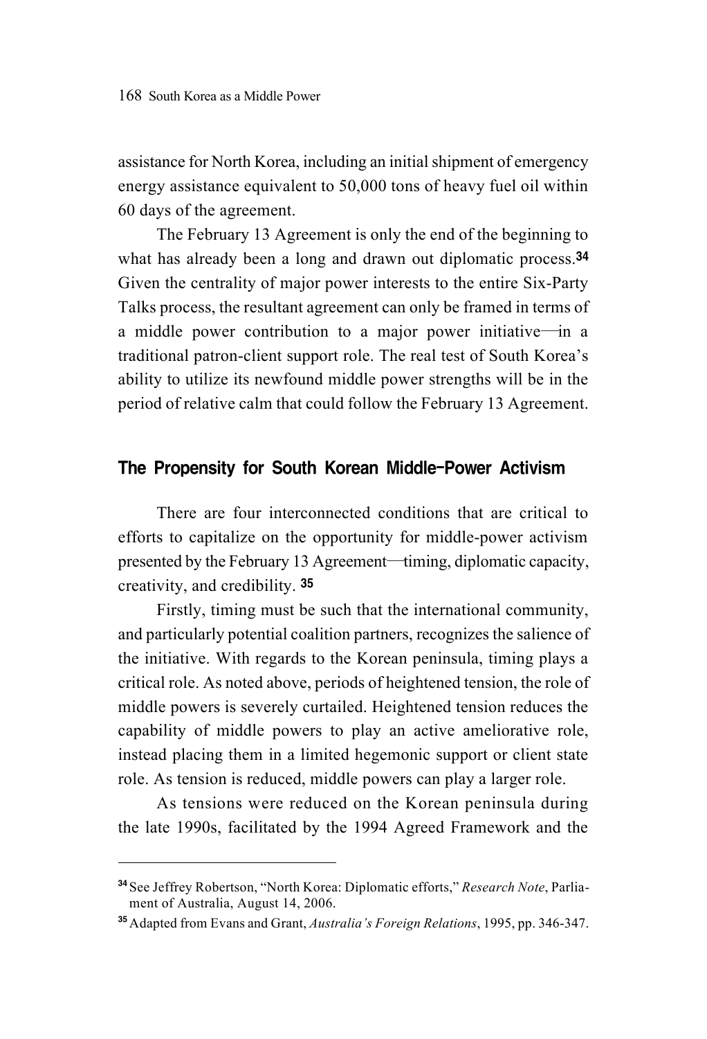assistance for North Korea, including an initial shipment of emergency energy assistance equivalent to 50,000 tons of heavy fuel oil within 60 days of the agreement.

The February 13 Agreement is only the end of the beginning to what has already been a long and drawn out diplomatic process.[34] Given the centrality of major power interests to the entire Six-Party Talks process, the resultant agreement can only be framed in terms of a middle power contribution to a major power initiative—in a traditional patron-client support role. The real test of South Korea's ability to utilize its newfound middle power strengths will be in the period of relative calm that could follow the February 13 Agreement.

## The Propensity for South Korean Middle-Power Activism

There are four interconnected conditions that are critical to efforts to capitalize on the opportunity for middle-power activism presented by the February 13 Agreement—timing, diplomatic capacity, creativity, and credibility.[35]

Firstly, timing must be such that the international community, and particularly potential coalition partners, recognizes the salience of the initiative. With regards to the Korean peninsula, timing plays a critical role. As noted above, periods of heightened tension, the role of middle powers is severely curtailed. Heightened tension reduces the capability of middle powers to play an active ameliorative role, instead placing them in a limited hegemonic support or client state role. As tension is reduced, middle powers can play a larger role.

As tensions were reduced on the Korean peninsula during the late 1990s, facilitated by the 1994 Agreed Framework and the

---

[34] See Jeffrey Robertson, "North Korea: Diplomatic efforts," *Research Note*, Parliament of Australia, August 14, 2006.

[35] Adapted from Evans and Grant, *Australia's Foreign Relations*, 1995, pp. 346-347.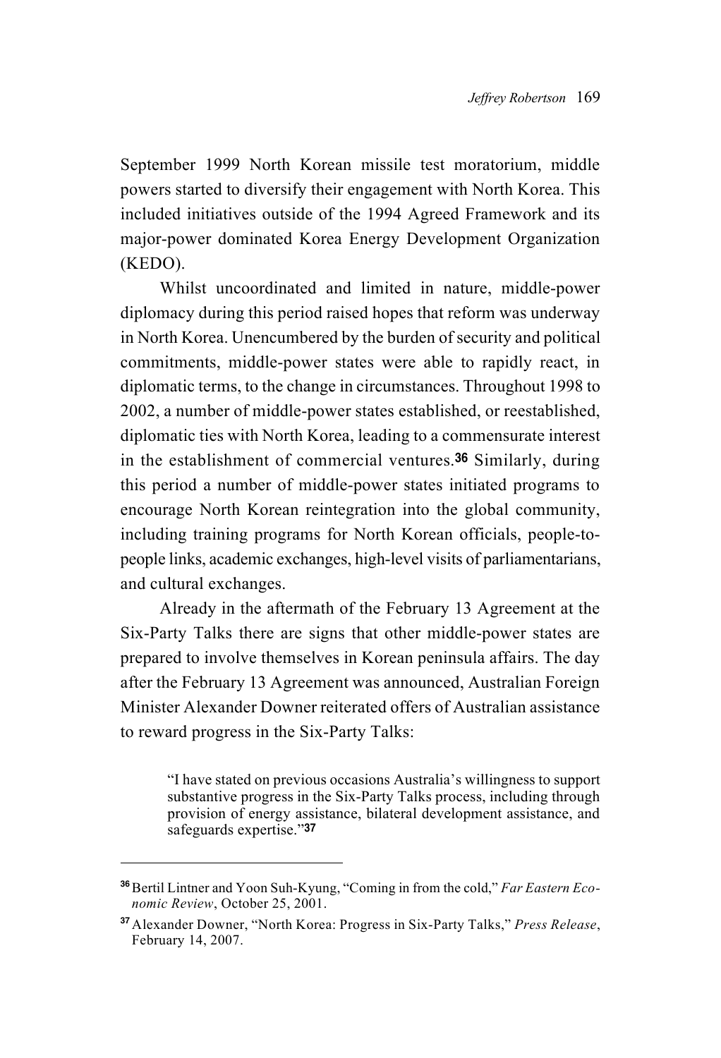September 1999 North Korean missile test moratorium, middle powers started to diversify their engagement with North Korea. This included initiatives outside of the 1994 Agreed Framework and its major-power dominated Korea Energy Development Organization (KEDO).

Whilst uncoordinated and limited in nature, middle-power diplomacy during this period raised hopes that reform was underway in North Korea. Unencumbered by the burden of security and political commitments, middle-power states were able to rapidly react, in diplomatic terms, to the change in circumstances. Throughout 1998 to 2002, a number of middle-power states established, or reestablished, diplomatic ties with North Korea, leading to a commensurate interest in the establishment of commercial ventures.[36] Similarly, during this period a number of middle-power states initiated programs to encourage North Korean reintegration into the global community, including training programs for North Korean officials, people-to-people links, academic exchanges, high-level visits of parliamentarians, and cultural exchanges.

Already in the aftermath of the February 13 Agreement at the Six-Party Talks there are signs that other middle-power states are prepared to involve themselves in Korean peninsula affairs. The day after the February 13 Agreement was announced, Australian Foreign Minister Alexander Downer reiterated offers of Australian assistance to reward progress in the Six-Party Talks:

> "I have stated on previous occasions Australia's willingness to support substantive progress in the Six-Party Talks process, including through provision of energy assistance, bilateral development assistance, and safeguards expertise."[37]

---

[36] Bertil Lintner and Yoon Suh-Kyung, "Coming in from the cold," *Far Eastern Economic Review*, October 25, 2001.

[37] Alexander Downer, "North Korea: Progress in Six-Party Talks," *Press Release*, February 14, 2007.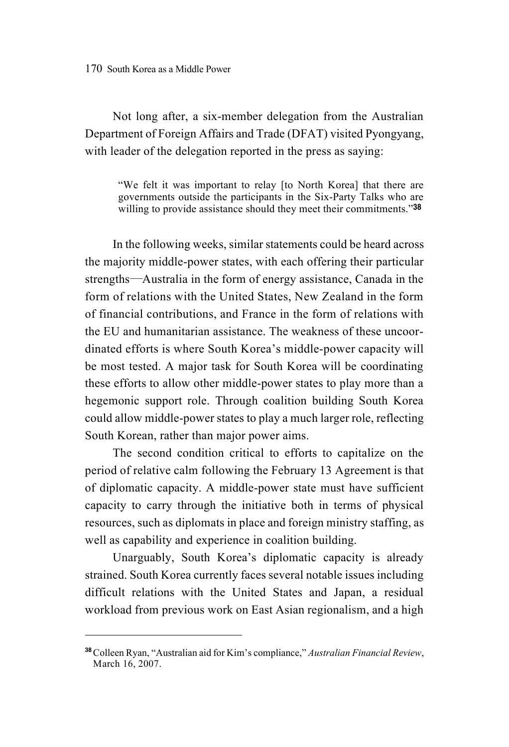Not long after, a six-member delegation from the Australian Department of Foreign Affairs and Trade (DFAT) visited Pyongyang, with leader of the delegation reported in the press as saying:

> "We felt it was important to relay [to North Korea] that there are governments outside the participants in the Six-Party Talks who are willing to provide assistance should they meet their commitments."[38]

In the following weeks, similar statements could be heard across the majority middle-power states, with each offering their particular strengths—Australia in the form of energy assistance, Canada in the form of relations with the United States, New Zealand in the form of financial contributions, and France in the form of relations with the EU and humanitarian assistance. The weakness of these uncoordinated efforts is where South Korea's middle-power capacity will be most tested. A major task for South Korea will be coordinating these efforts to allow other middle-power states to play more than a hegemonic support role. Through coalition building South Korea could allow middle-power states to play a much larger role, reflecting South Korean, rather than major power aims.

The second condition critical to efforts to capitalize on the period of relative calm following the February 13 Agreement is that of diplomatic capacity. A middle-power state must have sufficient capacity to carry through the initiative both in terms of physical resources, such as diplomats in place and foreign ministry staffing, as well as capability and experience in coalition building.

Unarguably, South Korea's diplomatic capacity is already strained. South Korea currently faces several notable issues including difficult relations with the United States and Japan, a residual workload from previous work on East Asian regionalism, and a high

---

[38] Colleen Ryan, "Australian aid for Kim's compliance," *Australian Financial Review*, March 16, 2007.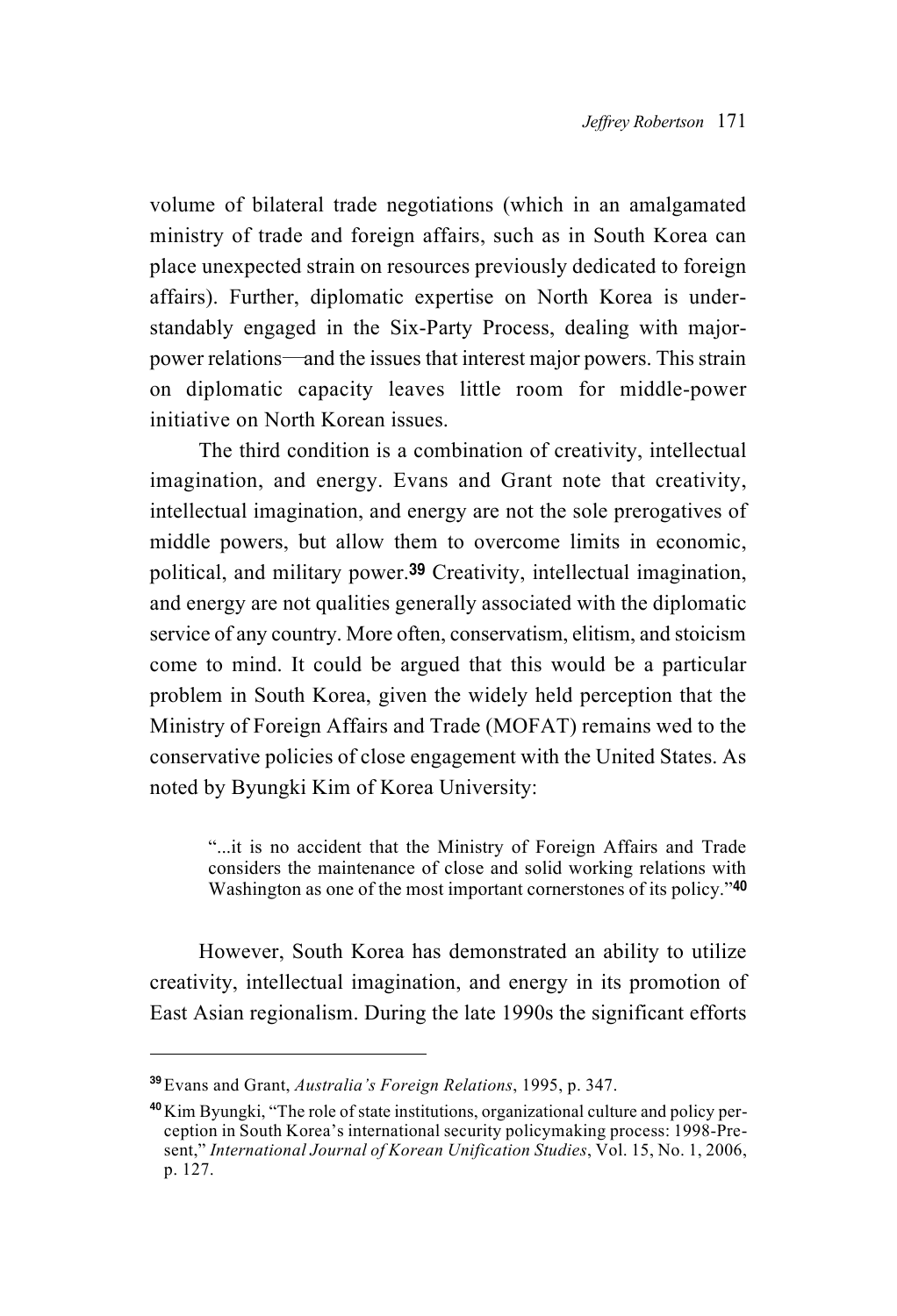volume of bilateral trade negotiations (which in an amalgamated ministry of trade and foreign affairs, such as in South Korea can place unexpected strain on resources previously dedicated to foreign affairs). Further, diplomatic expertise on North Korea is understandably engaged in the Six-Party Process, dealing with major-power relations—and the issues that interest major powers. This strain on diplomatic capacity leaves little room for middle-power initiative on North Korean issues.

The third condition is a combination of creativity, intellectual imagination, and energy. Evans and Grant note that creativity, intellectual imagination, and energy are not the sole prerogatives of middle powers, but allow them to overcome limits in economic, political, and military power.[39] Creativity, intellectual imagination, and energy are not qualities generally associated with the diplomatic service of any country. More often, conservatism, elitism, and stoicism come to mind. It could be argued that this would be a particular problem in South Korea, given the widely held perception that the Ministry of Foreign Affairs and Trade (MOFAT) remains wed to the conservative policies of close engagement with the United States. As noted by Byungki Kim of Korea University:

> "...it is no accident that the Ministry of Foreign Affairs and Trade considers the maintenance of close and solid working relations with Washington as one of the most important cornerstones of its policy."[40]

However, South Korea has demonstrated an ability to utilize creativity, intellectual imagination, and energy in its promotion of East Asian regionalism. During the late 1990s the significant efforts

---

[39] Evans and Grant, *Australia's Foreign Relations*, 1995, p. 347.

[40] Kim Byungki, "The role of state institutions, organizational culture and policy perception in South Korea's international security policymaking process: 1998-Present," *International Journal of Korean Unification Studies*, Vol. 15, No. 1, 2006, p. 127.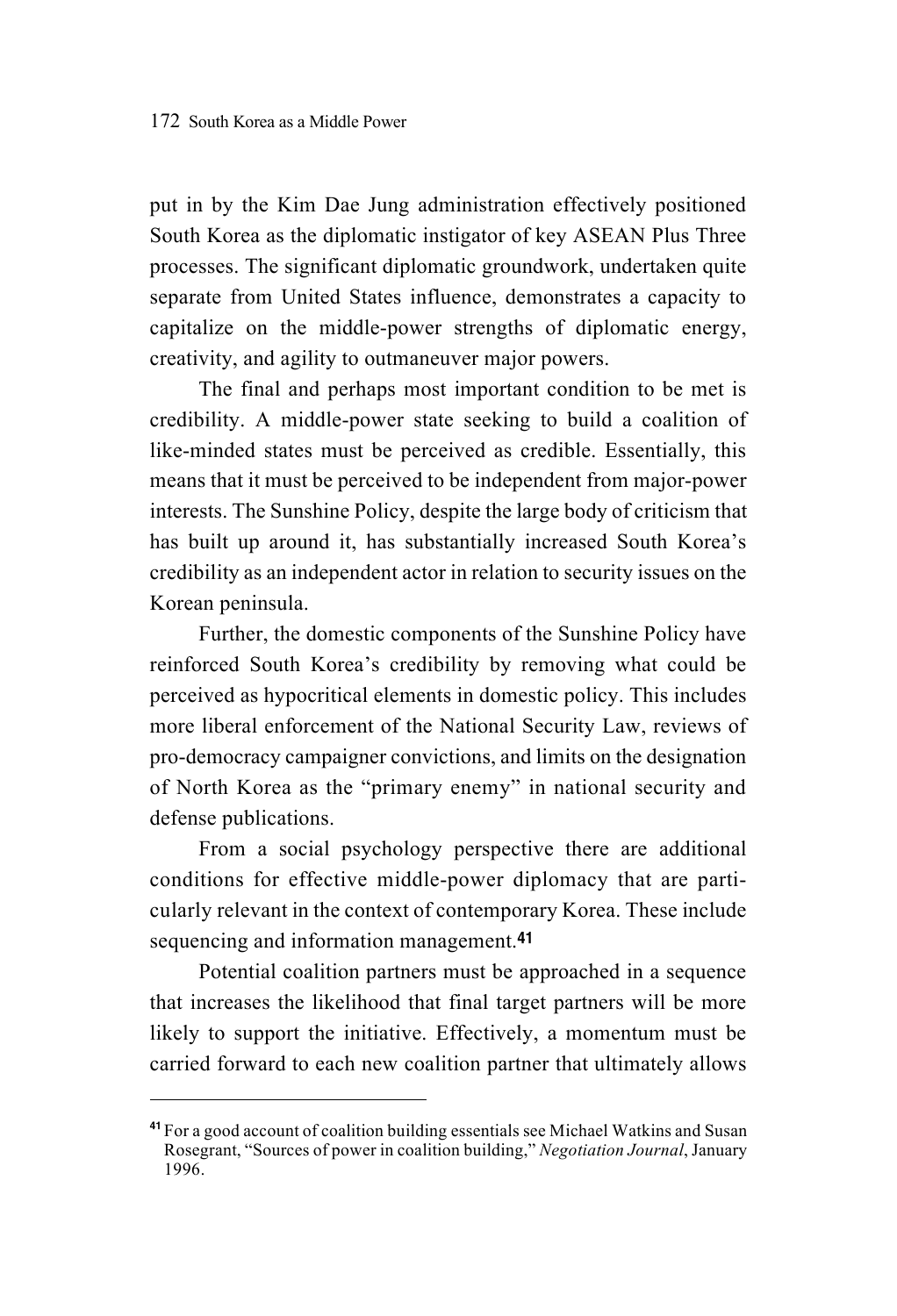put in by the Kim Dae Jung administration effectively positioned South Korea as the diplomatic instigator of key ASEAN Plus Three processes. The significant diplomatic groundwork, undertaken quite separate from United States influence, demonstrates a capacity to capitalize on the middle-power strengths of diplomatic energy, creativity, and agility to outmaneuver major powers.

The final and perhaps most important condition to be met is credibility. A middle-power state seeking to build a coalition of like-minded states must be perceived as credible. Essentially, this means that it must be perceived to be independent from major-power interests. The Sunshine Policy, despite the large body of criticism that has built up around it, has substantially increased South Korea's credibility as an independent actor in relation to security issues on the Korean peninsula.

Further, the domestic components of the Sunshine Policy have reinforced South Korea's credibility by removing what could be perceived as hypocritical elements in domestic policy. This includes more liberal enforcement of the National Security Law, reviews of pro-democracy campaigner convictions, and limits on the designation of North Korea as the "primary enemy" in national security and defense publications.

From a social psychology perspective there are additional conditions for effective middle-power diplomacy that are particularly relevant in the context of contemporary Korea. These include sequencing and information management.[41]

Potential coalition partners must be approached in a sequence that increases the likelihood that final target partners will be more likely to support the initiative. Effectively, a momentum must be carried forward to each new coalition partner that ultimately allows

---

[41] For a good account of coalition building essentials see Michael Watkins and Susan Rosegrant, "Sources of power in coalition building," *Negotiation Journal*, January 1996.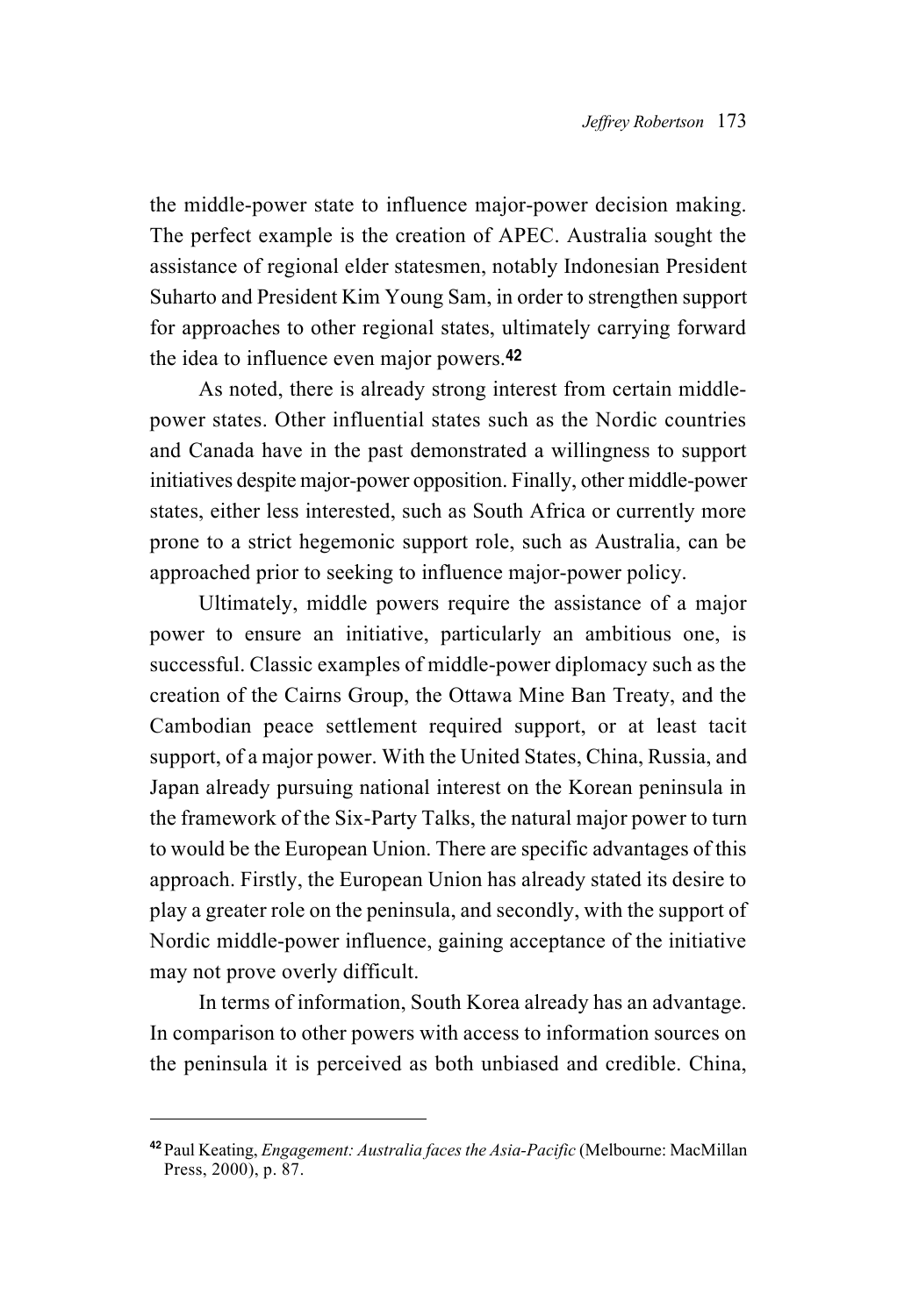the middle-power state to influence major-power decision making. The perfect example is the creation of APEC. Australia sought the assistance of regional elder statesmen, notably Indonesian President Suharto and President Kim Young Sam, in order to strengthen support for approaches to other regional states, ultimately carrying forward the idea to influence even major powers.[42]

As noted, there is already strong interest from certain middle-power states. Other influential states such as the Nordic countries and Canada have in the past demonstrated a willingness to support initiatives despite major-power opposition. Finally, other middle-power states, either less interested, such as South Africa or currently more prone to a strict hegemonic support role, such as Australia, can be approached prior to seeking to influence major-power policy.

Ultimately, middle powers require the assistance of a major power to ensure an initiative, particularly an ambitious one, is successful. Classic examples of middle-power diplomacy such as the creation of the Cairns Group, the Ottawa Mine Ban Treaty, and the Cambodian peace settlement required support, or at least tacit support, of a major power. With the United States, China, Russia, and Japan already pursuing national interest on the Korean peninsula in the framework of the Six-Party Talks, the natural major power to turn to would be the European Union. There are specific advantages of this approach. Firstly, the European Union has already stated its desire to play a greater role on the peninsula, and secondly, with the support of Nordic middle-power influence, gaining acceptance of the initiative may not prove overly difficult.

In terms of information, South Korea already has an advantage. In comparison to other powers with access to information sources on the peninsula it is perceived as both unbiased and credible. China,

---

[42] Paul Keating, *Engagement: Australia faces the Asia-Pacific* (Melbourne: MacMillan Press, 2000), p. 87.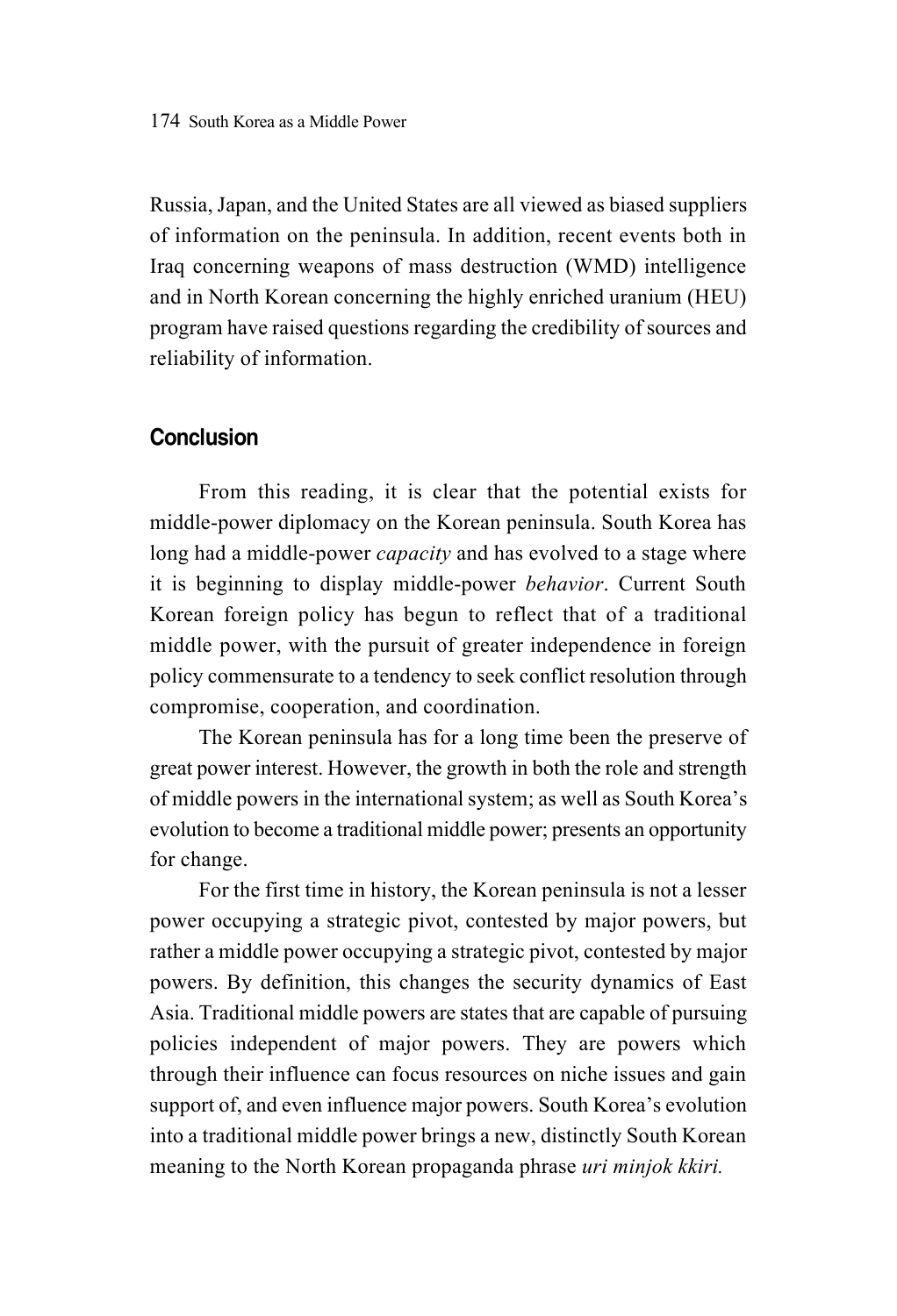Russia, Japan, and the United States are all viewed as biased suppliers of information on the peninsula. In addition, recent events both in Iraq concerning weapons of mass destruction (WMD) intelligence and in North Korean concerning the highly enriched uranium (HEU) program have raised questions regarding the credibility of sources and reliability of information.

## Conclusion

From this reading, it is clear that the potential exists for middle-power diplomacy on the Korean peninsula. South Korea has long had a middle-power *capacity* and has evolved to a stage where it is beginning to display middle-power *behavior*. Current South Korean foreign policy has begun to reflect that of a traditional middle power, with the pursuit of greater independence in foreign policy commensurate to a tendency to seek conflict resolution through compromise, cooperation, and coordination.

The Korean peninsula has for a long time been the preserve of great power interest. However, the growth in both the role and strength of middle powers in the international system; as well as South Korea's evolution to become a traditional middle power; presents an opportunity for change.

For the first time in history, the Korean peninsula is not a lesser power occupying a strategic pivot, contested by major powers, but rather a middle power occupying a strategic pivot, contested by major powers. By definition, this changes the security dynamics of East Asia. Traditional middle powers are states that are capable of pursuing policies independent of major powers. They are powers which through their influence can focus resources on niche issues and gain support of, and even influence major powers. South Korea's evolution into a traditional middle power brings a new, distinctly South Korean meaning to the North Korean propaganda phrase *uri minjok kkiri.*